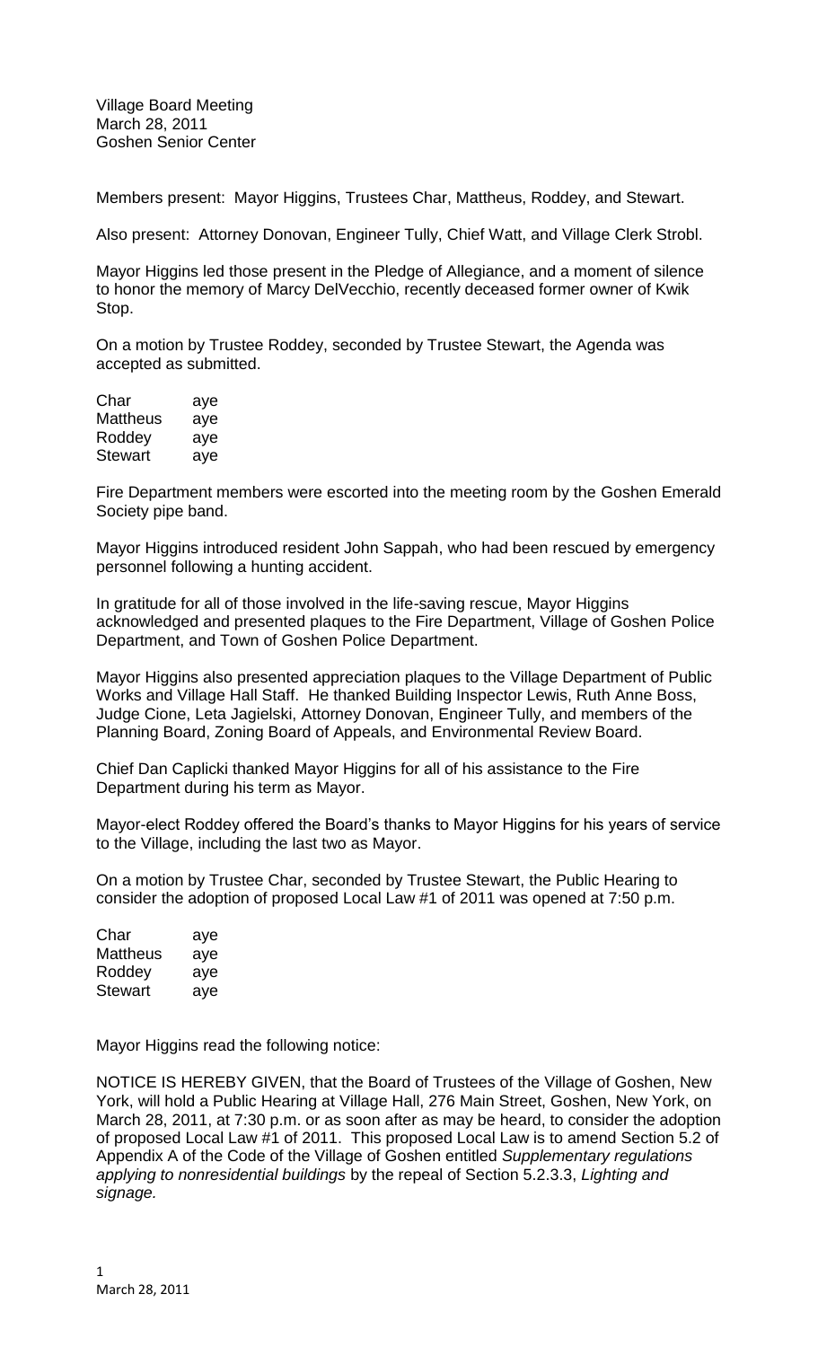Village Board Meeting
March 28, 2011
Goshen Senior Center

Members present: Mayor Higgins, Trustees Char, Mattheus, Roddey, and Stewart.

Also present: Attorney Donovan, Engineer Tully, Chief Watt, and Village Clerk Strobl.

Mayor Higgins led those present in the Pledge of Allegiance, and a moment of silence to honor the memory of Marcy DelVecchio, recently deceased former owner of Kwik Stop.

On a motion by Trustee Roddey, seconded by Trustee Stewart, the Agenda was accepted as submitted.

| | |
|---|---|
| Char | aye |
| Mattheus | aye |
| Roddey | aye |
| Stewart | aye |

Fire Department members were escorted into the meeting room by the Goshen Emerald Society pipe band.

Mayor Higgins introduced resident John Sappah, who had been rescued by emergency personnel following a hunting accident.

In gratitude for all of those involved in the life-saving rescue, Mayor Higgins acknowledged and presented plaques to the Fire Department, Village of Goshen Police Department, and Town of Goshen Police Department.

Mayor Higgins also presented appreciation plaques to the Village Department of Public Works and Village Hall Staff. He thanked Building Inspector Lewis, Ruth Anne Boss, Judge Cione, Leta Jagielski, Attorney Donovan, Engineer Tully, and members of the Planning Board, Zoning Board of Appeals, and Environmental Review Board.

Chief Dan Caplicki thanked Mayor Higgins for all of his assistance to the Fire Department during his term as Mayor.

Mayor-elect Roddey offered the Board's thanks to Mayor Higgins for his years of service to the Village, including the last two as Mayor.

On a motion by Trustee Char, seconded by Trustee Stewart, the Public Hearing to consider the adoption of proposed Local Law #1 of 2011 was opened at 7:50 p.m.

| | |
|---|---|
| Char | aye |
| Mattheus | aye |
| Roddey | aye |
| Stewart | aye |

Mayor Higgins read the following notice:

NOTICE IS HEREBY GIVEN, that the Board of Trustees of the Village of Goshen, New York, will hold a Public Hearing at Village Hall, 276 Main Street, Goshen, New York, on March 28, 2011, at 7:30 p.m. or as soon after as may be heard, to consider the adoption of proposed Local Law #1 of 2011. This proposed Local Law is to amend Section 5.2 of Appendix A of the Code of the Village of Goshen entitled *Supplementary regulations applying to nonresidential buildings* by the repeal of Section 5.2.3.3, *Lighting and signage.*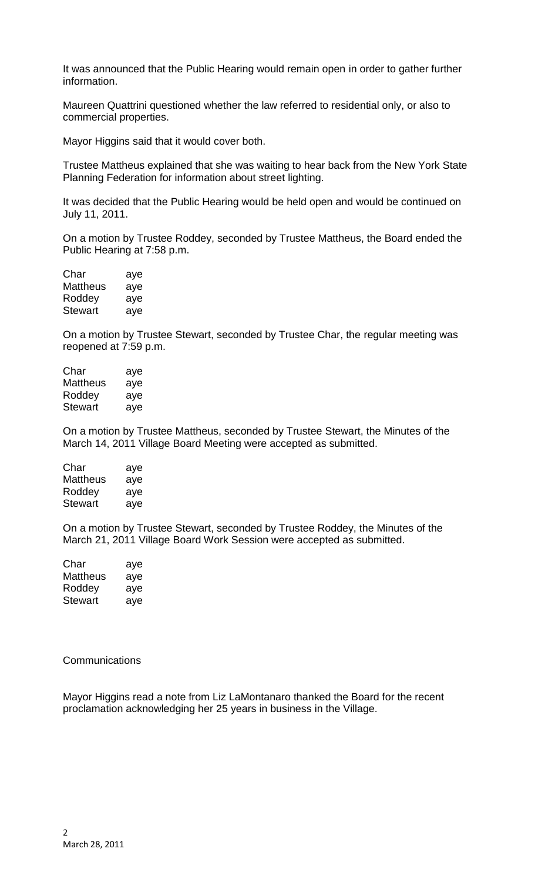It was announced that the Public Hearing would remain open in order to gather further information.

Maureen Quattrini questioned whether the law referred to residential only, or also to commercial properties.

Mayor Higgins said that it would cover both.

Trustee Mattheus explained that she was waiting to hear back from the New York State Planning Federation for information about street lighting.

It was decided that the Public Hearing would be held open and would be continued on July 11, 2011.

On a motion by Trustee Roddey, seconded by Trustee Mattheus, the Board ended the Public Hearing at 7:58 p.m.

| | |
|---|---|
| Char | aye |
| Mattheus | aye |
| Roddey | aye |
| Stewart | aye |

On a motion by Trustee Stewart, seconded by Trustee Char, the regular meeting was reopened at 7:59 p.m.

| | |
|---|---|
| Char | aye |
| Mattheus | aye |
| Roddey | aye |
| Stewart | aye |

On a motion by Trustee Mattheus, seconded by Trustee Stewart, the Minutes of the March 14, 2011 Village Board Meeting were accepted as submitted.

| | |
|---|---|
| Char | aye |
| Mattheus | aye |
| Roddey | aye |
| Stewart | aye |

On a motion by Trustee Stewart, seconded by Trustee Roddey, the Minutes of the March 21, 2011 Village Board Work Session were accepted as submitted.

| | |
|---|---|
| Char | aye |
| Mattheus | aye |
| Roddey | aye |
| Stewart | aye |

Communications

Mayor Higgins read a note from Liz LaMontanaro thanked the Board for the recent proclamation acknowledging her 25 years in business in the Village.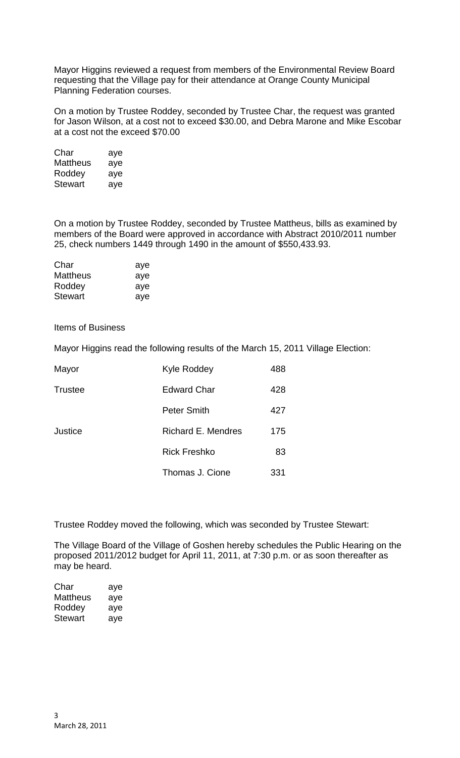Mayor Higgins reviewed a request from members of the Environmental Review Board requesting that the Village pay for their attendance at Orange County Municipal Planning Federation courses.

On a motion by Trustee Roddey, seconded by Trustee Char, the request was granted for Jason Wilson, at a cost not to exceed $30.00, and Debra Marone and Mike Escobar at a cost not the exceed $70.00

| | |
|---|---|
| Char | aye |
| Mattheus | aye |
| Roddey | aye |
| Stewart | aye |

On a motion by Trustee Roddey, seconded by Trustee Mattheus, bills as examined by members of the Board were approved in accordance with Abstract 2010/2011 number 25, check numbers 1449 through 1490 in the amount of $550,433.93.

| | |
|---|---|
| Char | aye |
| Mattheus | aye |
| Roddey | aye |
| Stewart | aye |

Items of Business

Mayor Higgins read the following results of the March 15, 2011 Village Election:

| | | |
|---|---|---|
| Mayor | Kyle Roddey | 488 |
| Trustee | Edward Char | 428 |
| | Peter Smith | 427 |
| Justice | Richard E. Mendres | 175 |
| | Rick Freshko | 83 |
| | Thomas J. Cione | 331 |

Trustee Roddey moved the following, which was seconded by Trustee Stewart:

The Village Board of the Village of Goshen hereby schedules the Public Hearing on the proposed 2011/2012 budget for April 11, 2011, at 7:30 p.m. or as soon thereafter as may be heard.

| | |
|---|---|
| Char | aye |
| Mattheus | aye |
| Roddey | aye |
| Stewart | aye |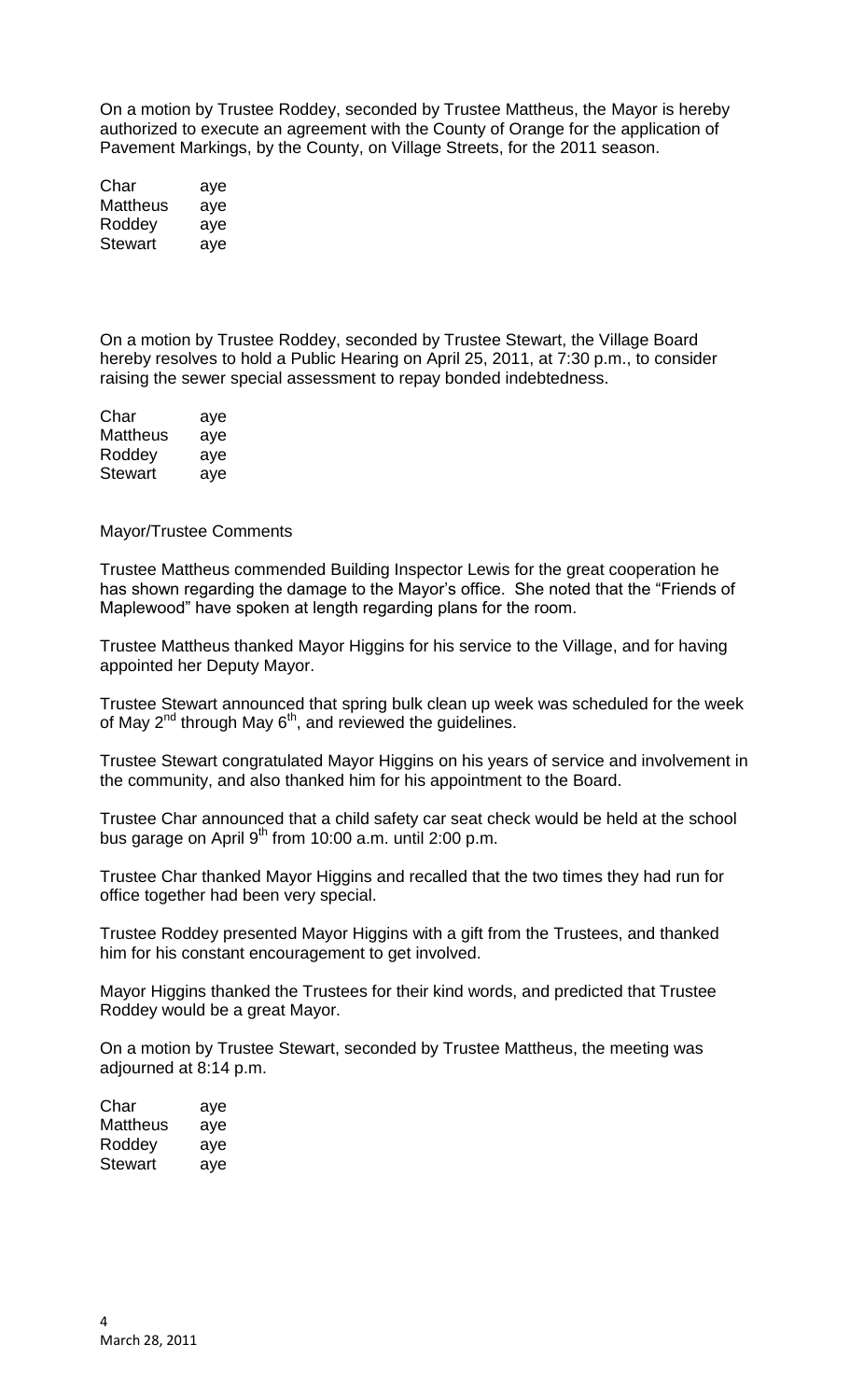On a motion by Trustee Roddey, seconded by Trustee Mattheus, the Mayor is hereby authorized to execute an agreement with the County of Orange for the application of Pavement Markings, by the County, on Village Streets, for the 2011 season.

| | |
|---|---|
| Char | aye |
| Mattheus | aye |
| Roddey | aye |
| Stewart | aye |

On a motion by Trustee Roddey, seconded by Trustee Stewart, the Village Board hereby resolves to hold a Public Hearing on April 25, 2011, at 7:30 p.m., to consider raising the sewer special assessment to repay bonded indebtedness.

| | |
|---|---|
| Char | aye |
| Mattheus | aye |
| Roddey | aye |
| Stewart | aye |

Mayor/Trustee Comments

Trustee Mattheus commended Building Inspector Lewis for the great cooperation he has shown regarding the damage to the Mayor's office. She noted that the "Friends of Maplewood" have spoken at length regarding plans for the room.

Trustee Mattheus thanked Mayor Higgins for his service to the Village, and for having appointed her Deputy Mayor.

Trustee Stewart announced that spring bulk clean up week was scheduled for the week of May 2nd through May 6th, and reviewed the guidelines.

Trustee Stewart congratulated Mayor Higgins on his years of service and involvement in the community, and also thanked him for his appointment to the Board.

Trustee Char announced that a child safety car seat check would be held at the school bus garage on April 9th from 10:00 a.m. until 2:00 p.m.

Trustee Char thanked Mayor Higgins and recalled that the two times they had run for office together had been very special.

Trustee Roddey presented Mayor Higgins with a gift from the Trustees, and thanked him for his constant encouragement to get involved.

Mayor Higgins thanked the Trustees for their kind words, and predicted that Trustee Roddey would be a great Mayor.

On a motion by Trustee Stewart, seconded by Trustee Mattheus, the meeting was adjourned at 8:14 p.m.

| | |
|---|---|
| Char | aye |
| Mattheus | aye |
| Roddey | aye |
| Stewart | aye |

March 28, 2011